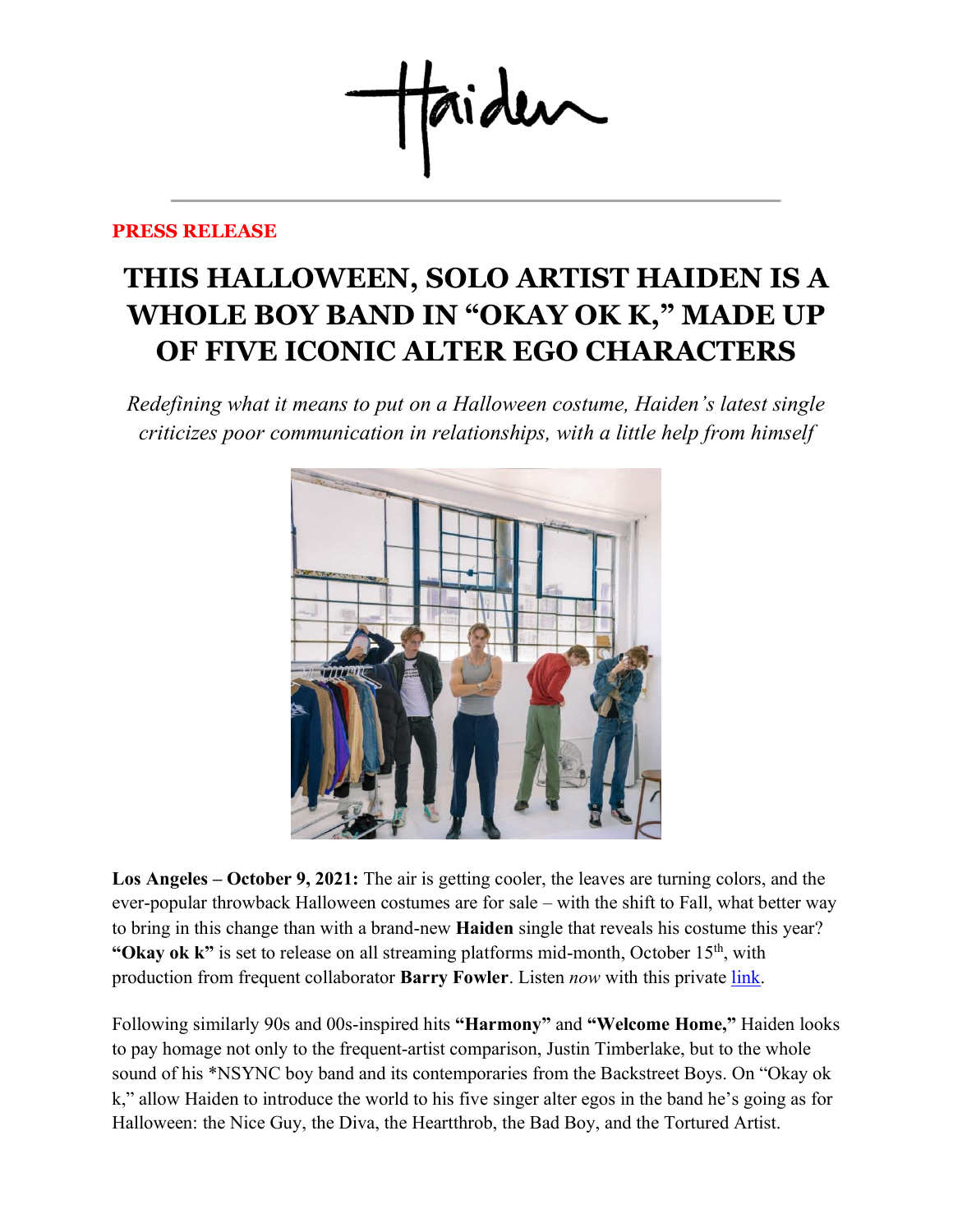Haiden

**PRESS RELEASE**

# THIS HALLOWEEN, SOLO ARTIST HAIDEN IS A WHOLE BOY BAND IN "OKAY OK K," MADE UP OF FIVE ICONIC ALTER EGO CHARACTERS

*Redefining what it means to put on a Halloween costume, Haiden's latest single criticizes poor communication in relationships, with a little help from himself*

**Los Angeles – October 9, 2021:** The air is getting cooler, the leaves are turning colors, and the ever-popular throwback Halloween costumes are for sale – with the shift to Fall, what better way to bring in this change than with a brand-new **Haiden** single that reveals his costume this year? **"Okay ok k"** is set to release on all streaming platforms mid-month, October 15th, with production from frequent collaborator **Barry Fowler**. Listen *now* with this private link.

Following similarly 90s and 00s-inspired hits **"Harmony"** and **"Welcome Home,"** Haiden looks to pay homage not only to the frequent-artist comparison, Justin Timberlake, but to the whole sound of his *NSYNC boy band and its contemporaries from the Backstreet Boys. On "Okay ok k," allow Haiden to introduce the world to his five singer alter egos in the band he's going as for Halloween: the Nice Guy, the Diva, the Heartthrob, the Bad Boy, and the Tortured Artist.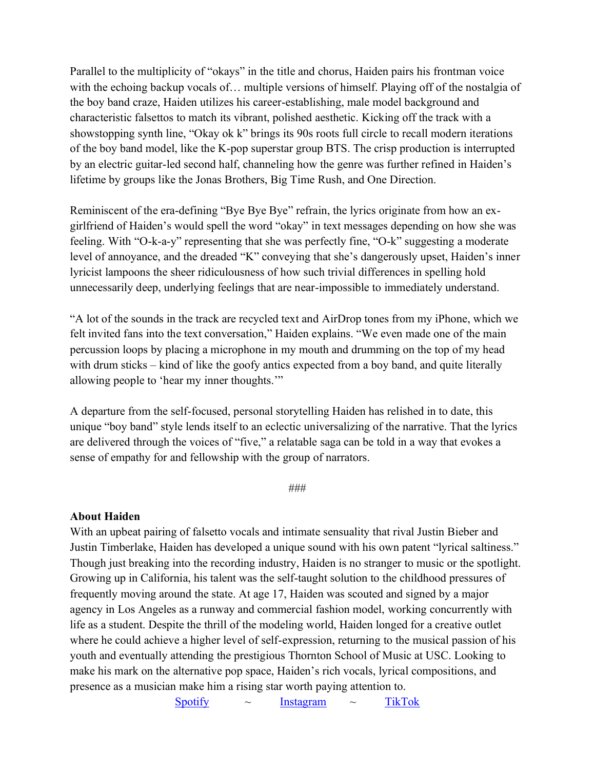Parallel to the multiplicity of "okays" in the title and chorus, Haiden pairs his frontman voice with the echoing backup vocals of… multiple versions of himself. Playing off of the nostalgia of the boy band craze, Haiden utilizes his career-establishing, male model background and characteristic falsettos to match its vibrant, polished aesthetic. Kicking off the track with a showstopping synth line, "Okay ok k" brings its 90s roots full circle to recall modern iterations of the boy band model, like the K-pop superstar group BTS. The crisp production is interrupted by an electric guitar-led second half, channeling how the genre was further refined in Haiden's lifetime by groups like the Jonas Brothers, Big Time Rush, and One Direction.

Reminiscent of the era-defining "Bye Bye Bye" refrain, the lyrics originate from how an ex-girlfriend of Haiden's would spell the word "okay" in text messages depending on how she was feeling. With "O-k-a-y" representing that she was perfectly fine, "O-k" suggesting a moderate level of annoyance, and the dreaded "K" conveying that she's dangerously upset, Haiden's inner lyricist lampoons the sheer ridiculousness of how such trivial differences in spelling hold unnecessarily deep, underlying feelings that are near-impossible to immediately understand.

"A lot of the sounds in the track are recycled text and AirDrop tones from my iPhone, which we felt invited fans into the text conversation," Haiden explains. "We even made one of the main percussion loops by placing a microphone in my mouth and drumming on the top of my head with drum sticks – kind of like the goofy antics expected from a boy band, and quite literally allowing people to 'hear my inner thoughts.'"

A departure from the self-focused, personal storytelling Haiden has relished in to date, this unique "boy band" style lends itself to an eclectic universalizing of the narrative. That the lyrics are delivered through the voices of "five," a relatable saga can be told in a way that evokes a sense of empathy for and fellowship with the group of narrators.

###

**About Haiden**

With an upbeat pairing of falsetto vocals and intimate sensuality that rival Justin Bieber and Justin Timberlake, Haiden has developed a unique sound with his own patent "lyrical saltiness." Though just breaking into the recording industry, Haiden is no stranger to music or the spotlight. Growing up in California, his talent was the self-taught solution to the childhood pressures of frequently moving around the state. At age 17, Haiden was scouted and signed by a major agency in Los Angeles as a runway and commercial fashion model, working concurrently with life as a student. Despite the thrill of the modeling world, Haiden longed for a creative outlet where he could achieve a higher level of self-expression, returning to the musical passion of his youth and eventually attending the prestigious Thornton School of Music at USC. Looking to make his mark on the alternative pop space, Haiden's rich vocals, lyrical compositions, and presence as a musician make him a rising star worth paying attention to.

Spotify ~ Instagram ~ TikTok